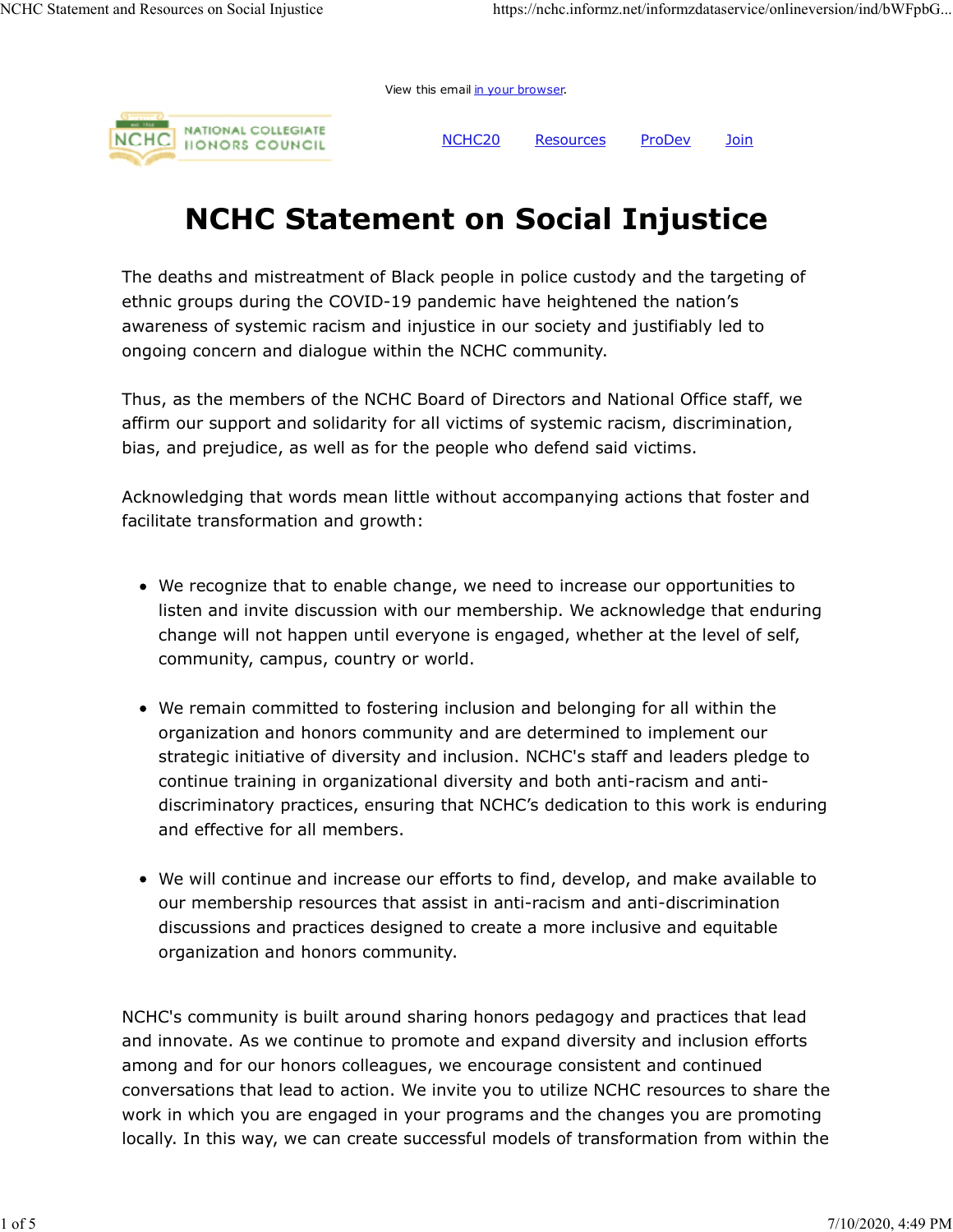View this email in your browser.

NATIONAL COLLEGIATE HONORS COUNCIL

NCHC20 | Resources | ProDev | Join

# NCHC Statement on Social Injustice

The deaths and mistreatment of Black people in police custody and the targeting of ethnic groups during the COVID-19 pandemic have heightened the nation's awareness of systemic racism and injustice in our society and justifiably led to ongoing concern and dialogue within the NCHC community.

Thus, as the members of the NCHC Board of Directors and National Office staff, we affirm our support and solidarity for all victims of systemic racism, discrimination, bias, and prejudice, as well as for the people who defend said victims.

Acknowledging that words mean little without accompanying actions that foster and facilitate transformation and growth:

- We recognize that to enable change, we need to increase our opportunities to listen and invite discussion with our membership. We acknowledge that enduring change will not happen until everyone is engaged, whether at the level of self, community, campus, country or world.

- We remain committed to fostering inclusion and belonging for all within the organization and honors community and are determined to implement our strategic initiative of diversity and inclusion. NCHC's staff and leaders pledge to continue training in organizational diversity and both anti-racism and anti-discriminatory practices, ensuring that NCHC's dedication to this work is enduring and effective for all members.

- We will continue and increase our efforts to find, develop, and make available to our membership resources that assist in anti-racism and anti-discrimination discussions and practices designed to create a more inclusive and equitable organization and honors community.

NCHC's community is built around sharing honors pedagogy and practices that lead and innovate. As we continue to promote and expand diversity and inclusion efforts among and for our honors colleagues, we encourage consistent and continued conversations that lead to action. We invite you to utilize NCHC resources to share the work in which you are engaged in your programs and the changes you are promoting locally. In this way, we can create successful models of transformation from within the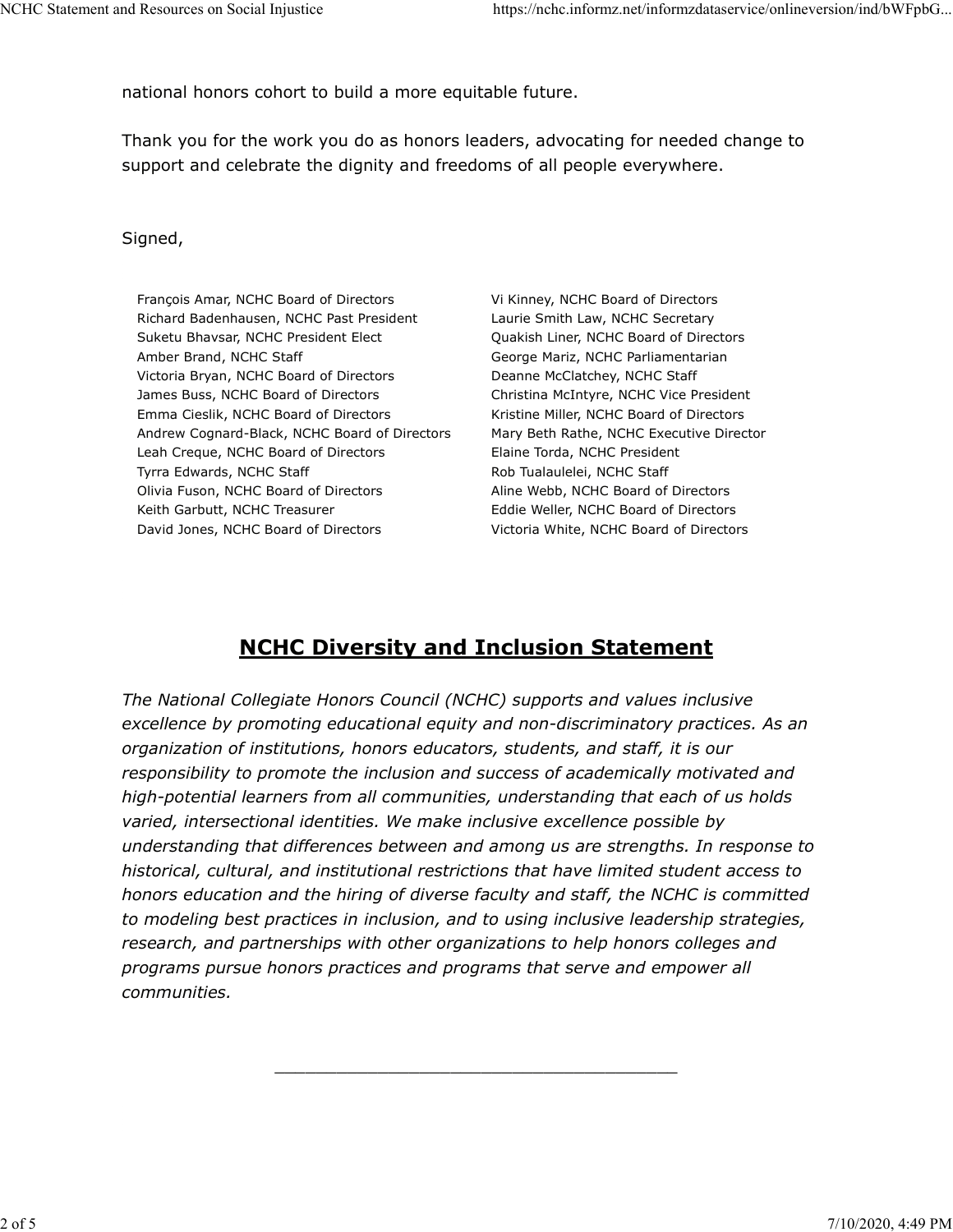national honors cohort to build a more equitable future.

Thank you for the work you do as honors leaders, advocating for needed change to support and celebrate the dignity and freedoms of all people everywhere.

Signed,

François Amar, NCHC Board of Directors
Richard Badenhausen, NCHC Past President
Suketu Bhavsar, NCHC President Elect
Amber Brand, NCHC Staff
Victoria Bryan, NCHC Board of Directors
James Buss, NCHC Board of Directors
Emma Cieslik, NCHC Board of Directors
Andrew Cognard-Black, NCHC Board of Directors
Leah Creque, NCHC Board of Directors
Tyrra Edwards, NCHC Staff
Olivia Fuson, NCHC Board of Directors
Keith Garbutt, NCHC Treasurer
David Jones, NCHC Board of Directors
Vi Kinney, NCHC Board of Directors
Laurie Smith Law, NCHC Secretary
Quakish Liner, NCHC Board of Directors
George Mariz, NCHC Parliamentarian
Deanne McClatchey, NCHC Staff
Christina McIntyre, NCHC Vice President
Kristine Miller, NCHC Board of Directors
Mary Beth Rathe, NCHC Executive Director
Elaine Torda, NCHC President
Rob Tualaulelei, NCHC Staff
Aline Webb, NCHC Board of Directors
Eddie Weller, NCHC Board of Directors
Victoria White, NCHC Board of Directors

## NCHC Diversity and Inclusion Statement

*The National Collegiate Honors Council (NCHC) supports and values inclusive excellence by promoting educational equity and non-discriminatory practices. As an organization of institutions, honors educators, students, and staff, it is our responsibility to promote the inclusion and success of academically motivated and high-potential learners from all communities, understanding that each of us holds varied, intersectional identities. We make inclusive excellence possible by understanding that differences between and among us are strengths. In response to historical, cultural, and institutional restrictions that have limited student access to honors education and the hiring of diverse faculty and staff, the NCHC is committed to modeling best practices in inclusion, and to using inclusive leadership strategies, research, and partnerships with other organizations to help honors colleges and programs pursue honors practices and programs that serve and empower all communities.*

---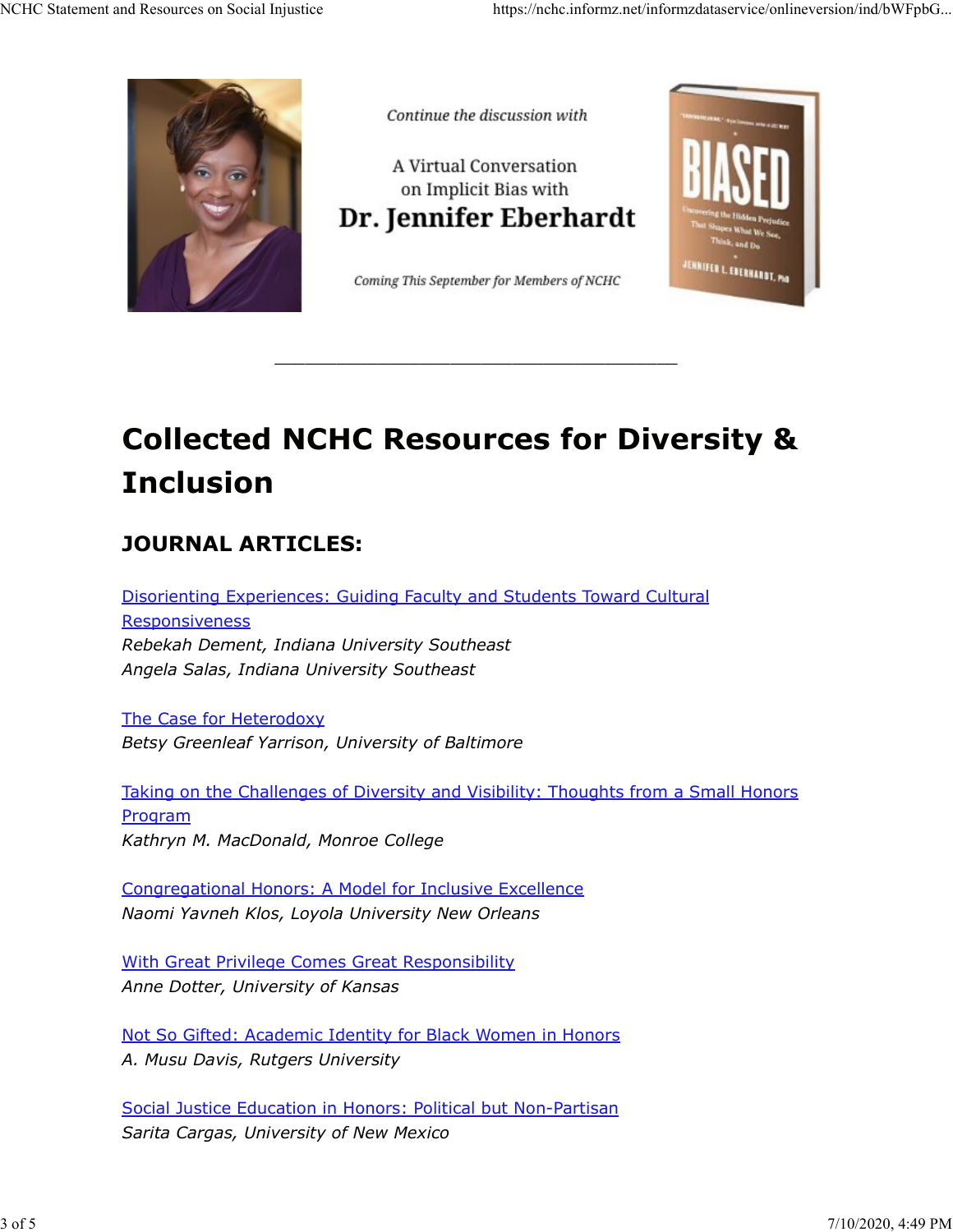Continue the discussion with

A Virtual Conversation on Implicit Bias with

**Dr. Jennifer Eberhardt**

Coming This September for Members of NCHC

---

# Collected NCHC Resources for Diversity & Inclusion

## JOURNAL ARTICLES:

Disorienting Experiences: Guiding Faculty and Students Toward Cultural Responsiveness
*Rebekah Dement, Indiana University Southeast*
*Angela Salas, Indiana University Southeast*

The Case for Heterodoxy
*Betsy Greenleaf Yarrison, University of Baltimore*

Taking on the Challenges of Diversity and Visibility: Thoughts from a Small Honors Program
*Kathryn M. MacDonald, Monroe College*

Congregational Honors: A Model for Inclusive Excellence
*Naomi Yavneh Klos, Loyola University New Orleans*

With Great Privilege Comes Great Responsibility
*Anne Dotter, University of Kansas*

Not So Gifted: Academic Identity for Black Women in Honors
*A. Musu Davis, Rutgers University*

Social Justice Education in Honors: Political but Non-Partisan
*Sarita Cargas, University of New Mexico*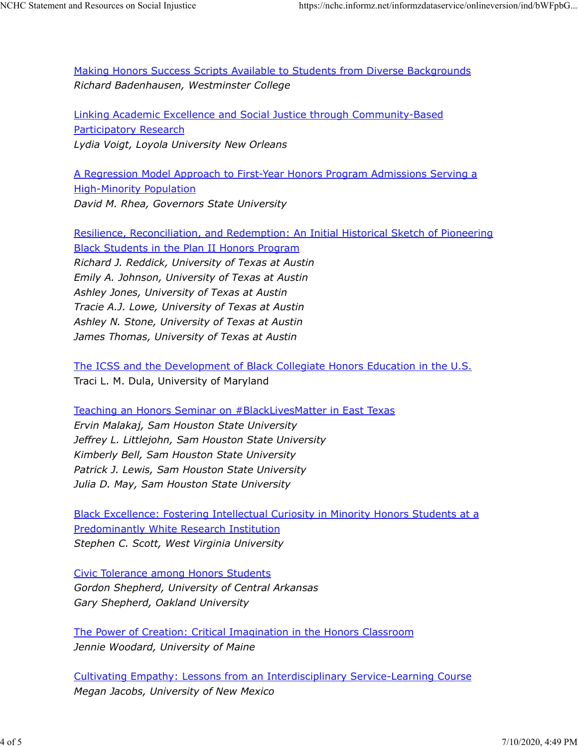[Making Honors Success Scripts Available to Students from Diverse Backgrounds]
*Richard Badenhausen, Westminster College*

[Linking Academic Excellence and Social Justice through Community-Based Participatory Research]
*Lydia Voigt, Loyola University New Orleans*

[A Regression Model Approach to First-Year Honors Program Admissions Serving a High-Minority Population]
*David M. Rhea, Governors State University*

[Resilience, Reconciliation, and Redemption: An Initial Historical Sketch of Pioneering Black Students in the Plan II Honors Program]
*Richard J. Reddick, University of Texas at Austin*
*Emily A. Johnson, University of Texas at Austin*
*Ashley Jones, University of Texas at Austin*
*Tracie A.J. Lowe, University of Texas at Austin*
*Ashley N. Stone, University of Texas at Austin*
*James Thomas, University of Texas at Austin*

[The ICSS and the Development of Black Collegiate Honors Education in the U.S.]
Traci L. M. Dula, University of Maryland

[Teaching an Honors Seminar on #BlackLivesMatter in East Texas]
*Ervin Malakaj, Sam Houston State University*
*Jeffrey L. Littlejohn, Sam Houston State University*
*Kimberly Bell, Sam Houston State University*
*Patrick J. Lewis, Sam Houston State University*
*Julia D. May, Sam Houston State University*

[Black Excellence: Fostering Intellectual Curiosity in Minority Honors Students at a Predominantly White Research Institution]
*Stephen C. Scott, West Virginia University*

[Civic Tolerance among Honors Students]
*Gordon Shepherd, University of Central Arkansas*
*Gary Shepherd, Oakland University*

[The Power of Creation: Critical Imagination in the Honors Classroom]
*Jennie Woodard, University of Maine*

[Cultivating Empathy: Lessons from an Interdisciplinary Service-Learning Course]
*Megan Jacobs, University of New Mexico*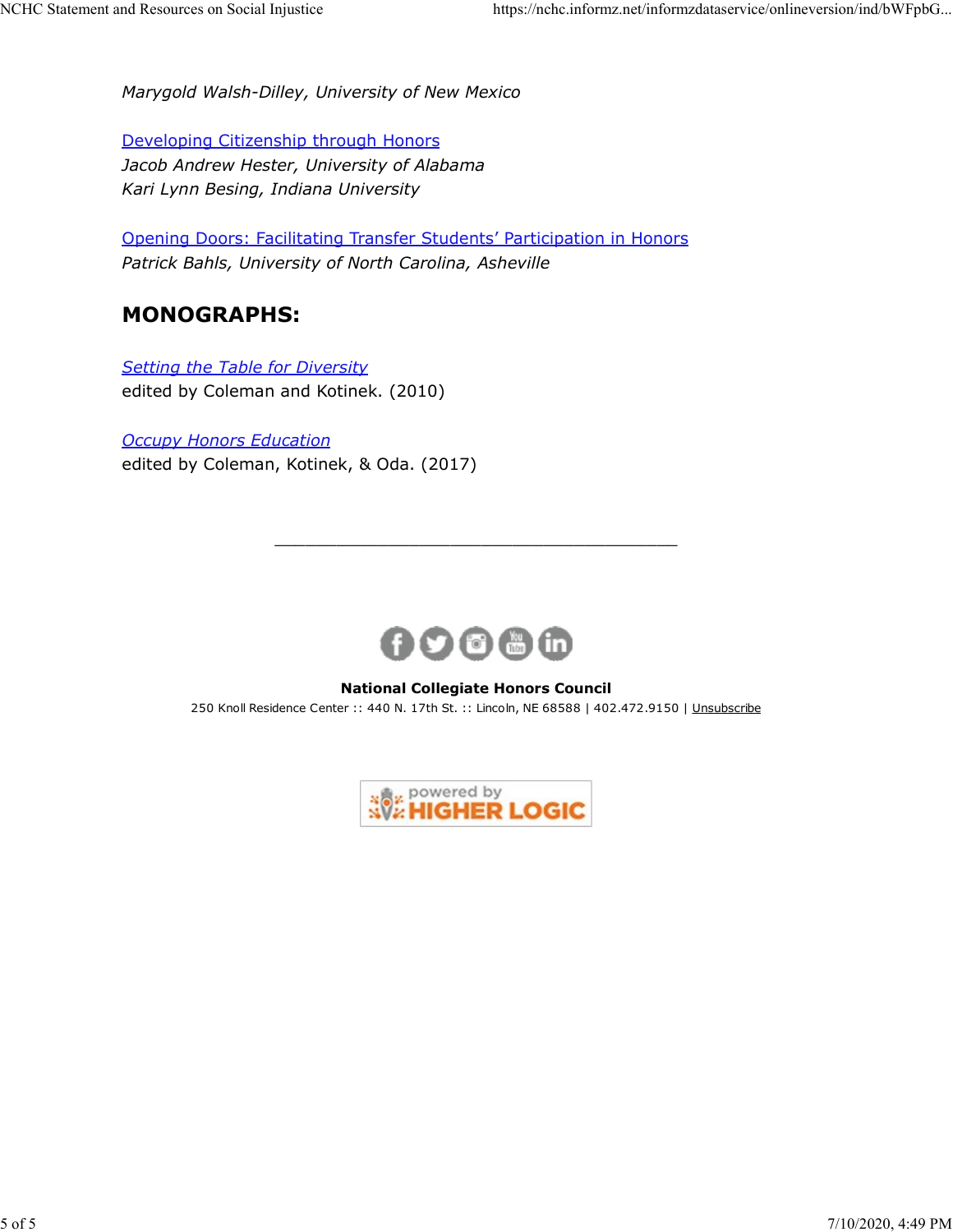*Marygold Walsh-Dilley, University of New Mexico*

Developing Citizenship through Honors
*Jacob Andrew Hester, University of Alabama*
*Kari Lynn Besing, Indiana University*

Opening Doors: Facilitating Transfer Students' Participation in Honors
*Patrick Bahls, University of North Carolina, Asheville*

## MONOGRAPHS:

*Setting the Table for Diversity*
edited by Coleman and Kotinek. (2010)

*Occupy Honors Education*
edited by Coleman, Kotinek, & Oda. (2017)

---

**National Collegiate Honors Council**
250 Knoll Residence Center :: 440 N. 17th St. :: Lincoln, NE 68588 | 402.472.9150 | Unsubscribe

powered by HIGHER LOGIC